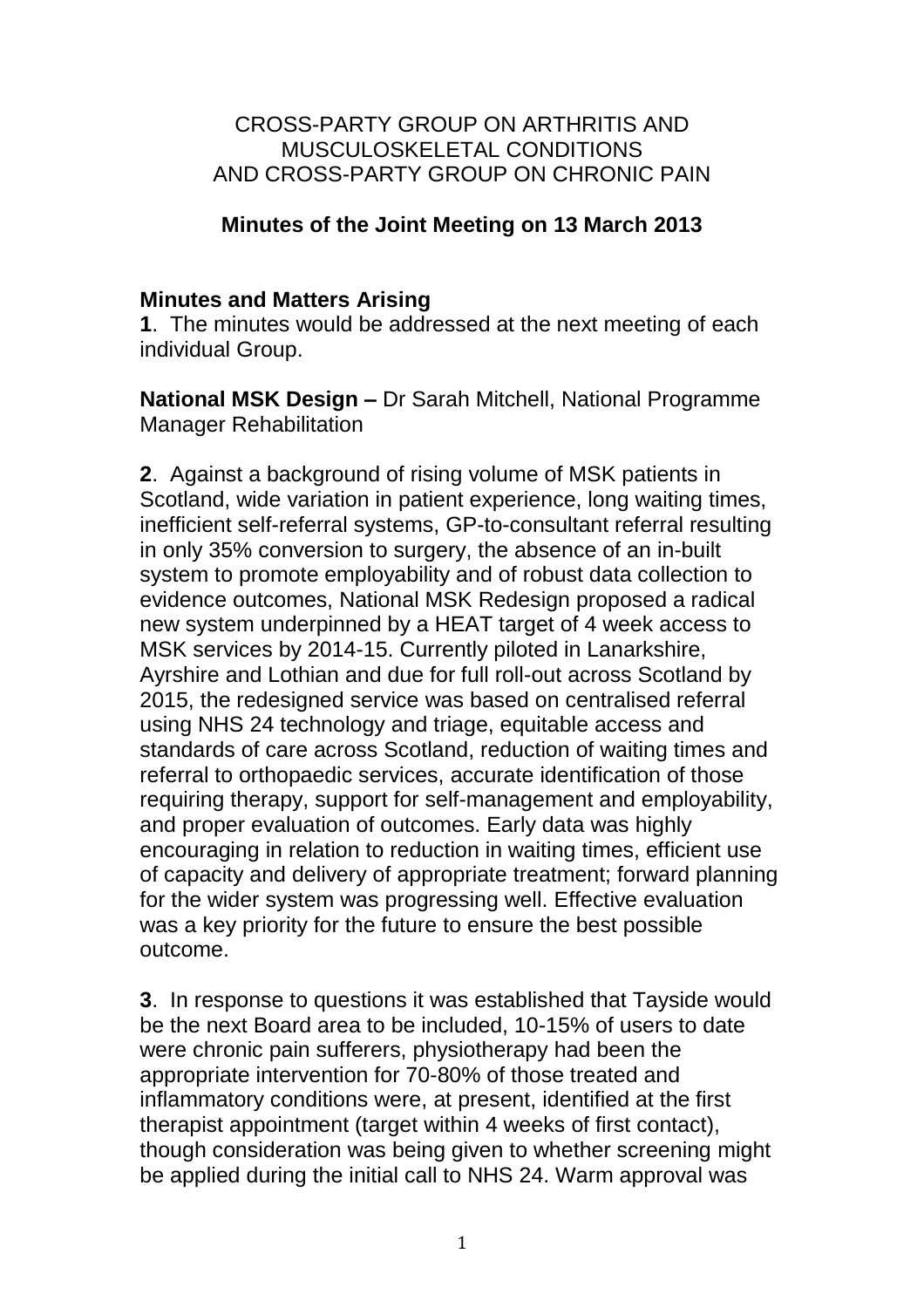# CROSS-PARTY GROUP ON ARTHRITIS AND MUSCULOSKELETAL CONDITIONS AND CROSS-PARTY GROUP ON CHRONIC PAIN

## Minutes of the Joint Meeting on 13 March 2013

### Minutes and Matters Arising

**1**. The minutes would be addressed at the next meeting of each individual Group.

**National MSK Design –** Dr Sarah Mitchell, National Programme Manager Rehabilitation

**2**. Against a background of rising volume of MSK patients in Scotland, wide variation in patient experience, long waiting times, inefficient self-referral systems, GP-to-consultant referral resulting in only 35% conversion to surgery, the absence of an in-built system to promote employability and of robust data collection to evidence outcomes, National MSK Redesign proposed a radical new system underpinned by a HEAT target of 4 week access to MSK services by 2014-15. Currently piloted in Lanarkshire, Ayrshire and Lothian and due for full roll-out across Scotland by 2015, the redesigned service was based on centralised referral using NHS 24 technology and triage, equitable access and standards of care across Scotland, reduction of waiting times and referral to orthopaedic services, accurate identification of those requiring therapy, support for self-management and employability, and proper evaluation of outcomes. Early data was highly encouraging in relation to reduction in waiting times, efficient use of capacity and delivery of appropriate treatment; forward planning for the wider system was progressing well. Effective evaluation was a key priority for the future to ensure the best possible outcome.

**3**. In response to questions it was established that Tayside would be the next Board area to be included, 10-15% of users to date were chronic pain sufferers, physiotherapy had been the appropriate intervention for 70-80% of those treated and inflammatory conditions were, at present, identified at the first therapist appointment (target within 4 weeks of first contact), though consideration was being given to whether screening might be applied during the initial call to NHS 24. Warm approval was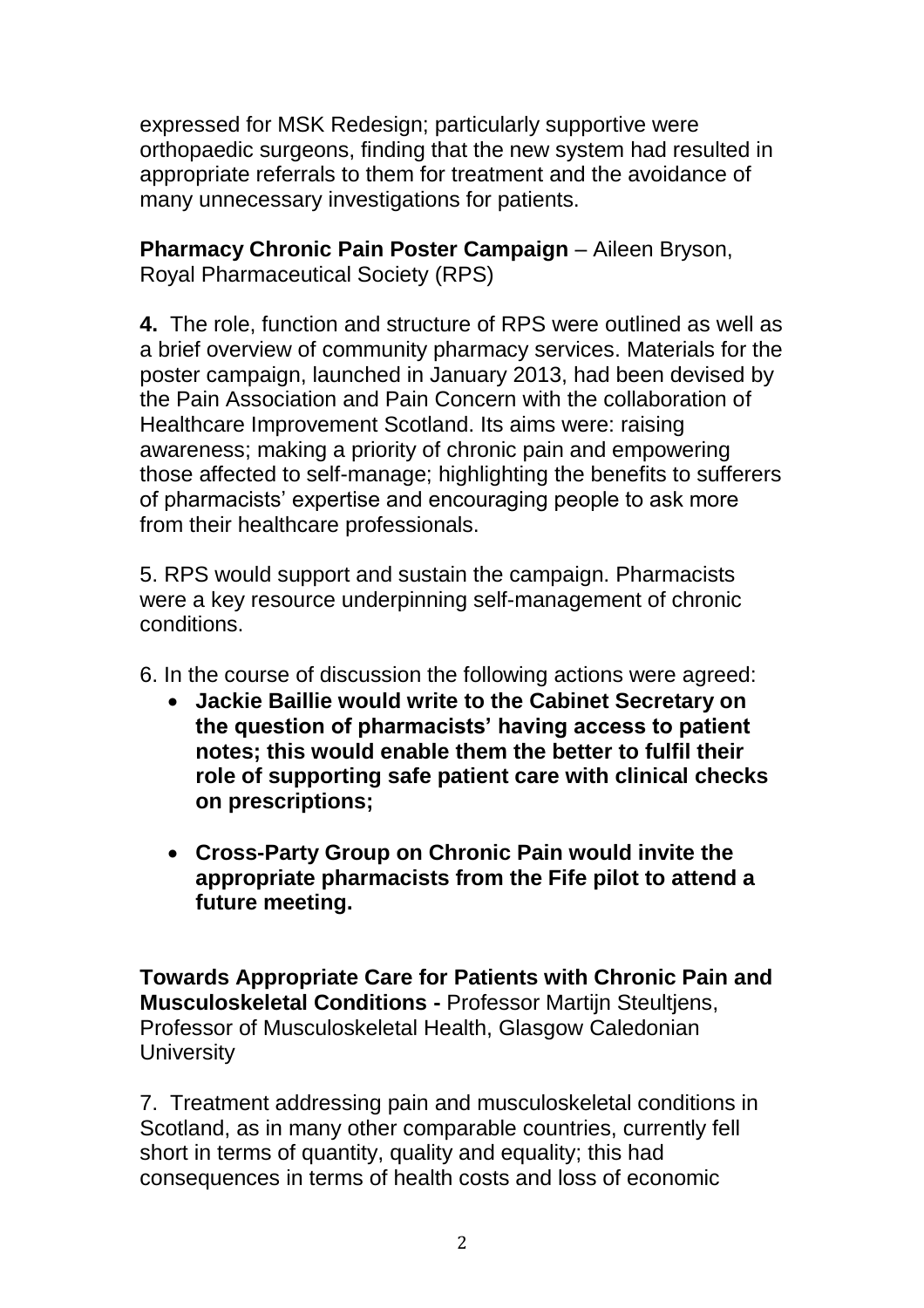expressed for MSK Redesign; particularly supportive were orthopaedic surgeons, finding that the new system had resulted in appropriate referrals to them for treatment and the avoidance of many unnecessary investigations for patients.

**Pharmacy Chronic Pain Poster Campaign** – Aileen Bryson, Royal Pharmaceutical Society (RPS)

**4.** The role, function and structure of RPS were outlined as well as a brief overview of community pharmacy services. Materials for the poster campaign, launched in January 2013, had been devised by the Pain Association and Pain Concern with the collaboration of Healthcare Improvement Scotland. Its aims were: raising awareness; making a priority of chronic pain and empowering those affected to self-manage; highlighting the benefits to sufferers of pharmacists' expertise and encouraging people to ask more from their healthcare professionals.

5. RPS would support and sustain the campaign. Pharmacists were a key resource underpinning self-management of chronic conditions.

6. In the course of discussion the following actions were agreed:

- **Jackie Baillie would write to the Cabinet Secretary on the question of pharmacists' having access to patient notes; this would enable them the better to fulfil their role of supporting safe patient care with clinical checks on prescriptions;**
- **Cross-Party Group on Chronic Pain would invite the appropriate pharmacists from the Fife pilot to attend a future meeting.**

**Towards Appropriate Care for Patients with Chronic Pain and Musculoskeletal Conditions -** Professor Martijn Steultjens, Professor of Musculoskeletal Health, Glasgow Caledonian University

7. Treatment addressing pain and musculoskeletal conditions in Scotland, as in many other comparable countries, currently fell short in terms of quantity, quality and equality; this had consequences in terms of health costs and loss of economic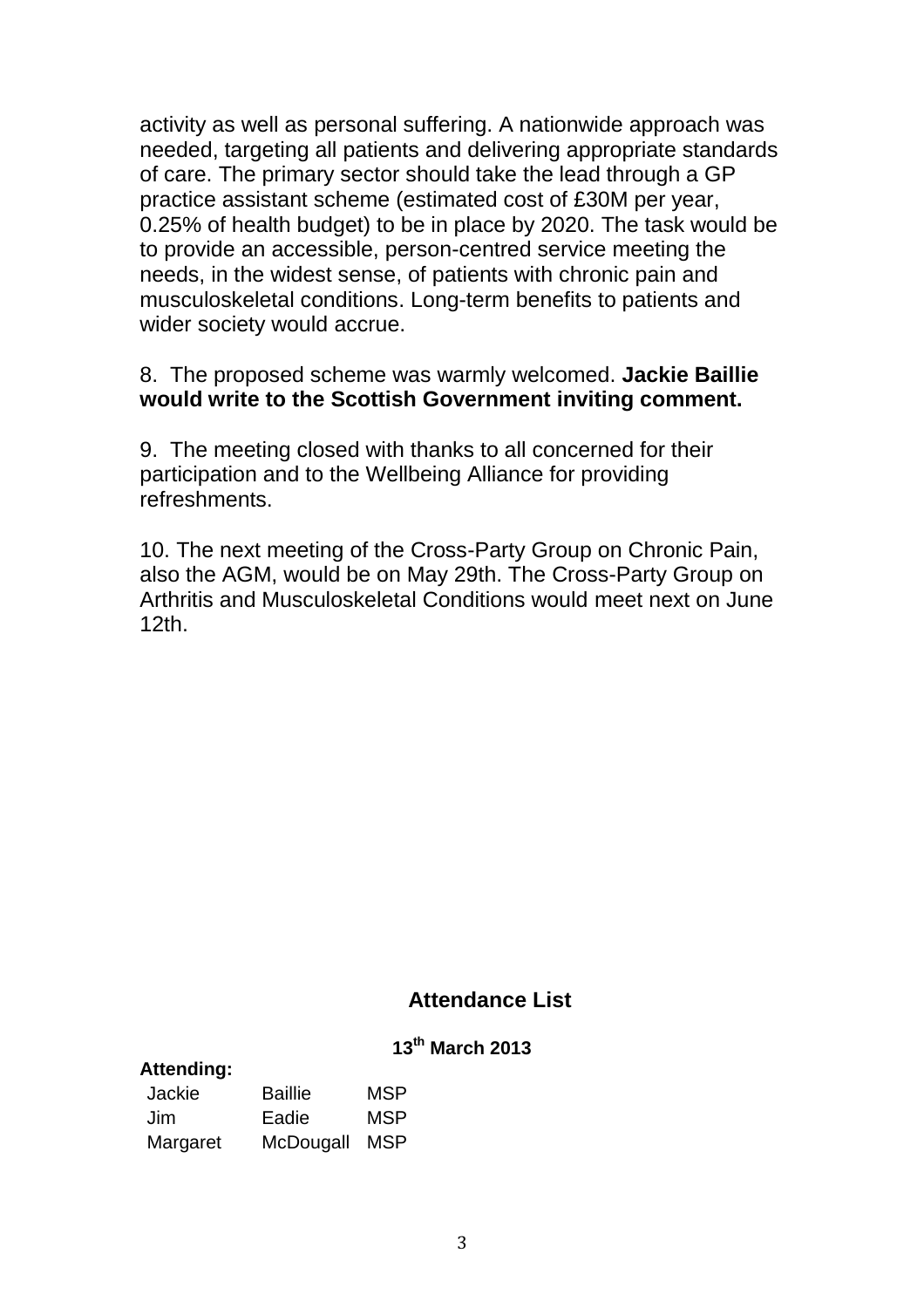activity as well as personal suffering. A nationwide approach was needed, targeting all patients and delivering appropriate standards of care. The primary sector should take the lead through a GP practice assistant scheme (estimated cost of £30M per year, 0.25% of health budget) to be in place by 2020. The task would be to provide an accessible, person-centred service meeting the needs, in the widest sense, of patients with chronic pain and musculoskeletal conditions. Long-term benefits to patients and wider society would accrue.

8. The proposed scheme was warmly welcomed. **Jackie Baillie would write to the Scottish Government inviting comment.**

9. The meeting closed with thanks to all concerned for their participation and to the Wellbeing Alliance for providing refreshments.

10. The next meeting of the Cross-Party Group on Chronic Pain, also the AGM, would be on May 29th. The Cross-Party Group on Arthritis and Musculoskeletal Conditions would meet next on June 12th.

## Attendance List

**13th March 2013**

**Attending:**

| | | |
|---|---|---|
| Jackie | Baillie | MSP |
| Jim | Eadie | MSP |
| Margaret | McDougall | MSP |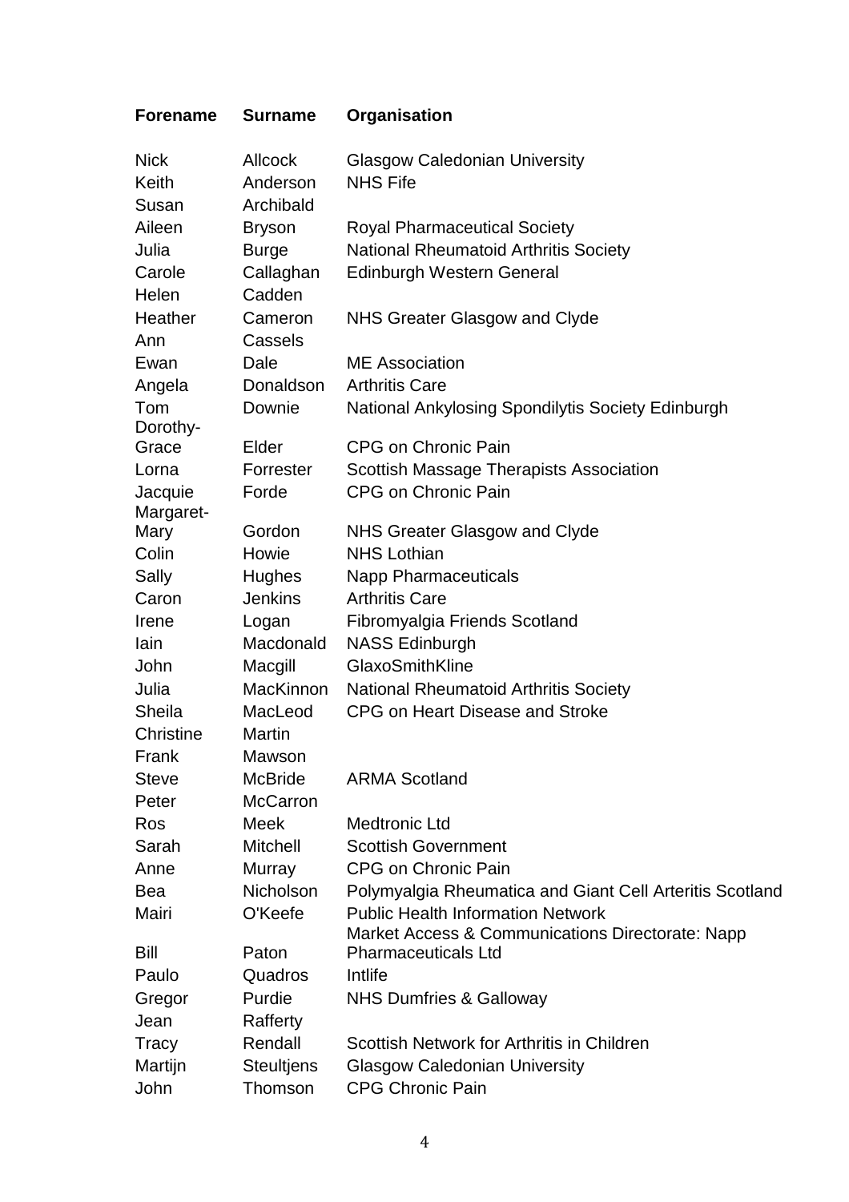| Forename | Surname | Organisation |
|---|---|---|
| Nick | Allcock | Glasgow Caledonian University |
| Keith | Anderson | NHS Fife |
| Susan | Archibald | |
| Aileen | Bryson | Royal Pharmaceutical Society |
| Julia | Burge | National Rheumatoid Arthritis Society |
| Carole | Callaghan | Edinburgh Western General |
| Helen | Cadden | |
| Heather | Cameron | NHS Greater Glasgow and Clyde |
| Ann | Cassels | |
| Ewan | Dale | ME Association |
| Angela | Donaldson | Arthritis Care |
| Tom | Downie | National Ankylosing Spondilytis Society Edinburgh |
| Dorothy-Grace | Elder | CPG on Chronic Pain |
| Lorna | Forrester | Scottish Massage Therapists Association |
| Jacquie | Forde | CPG on Chronic Pain |
| Margaret-Mary | Gordon | NHS Greater Glasgow and Clyde |
| Colin | Howie | NHS Lothian |
| Sally | Hughes | Napp Pharmaceuticals |
| Caron | Jenkins | Arthritis Care |
| Irene | Logan | Fibromyalgia Friends Scotland |
| Iain | Macdonald | NASS Edinburgh |
| John | Macgill | GlaxoSmithKline |
| Julia | MacKinnon | National Rheumatoid Arthritis Society |
| Sheila | MacLeod | CPG on Heart Disease and Stroke |
| Christine | Martin | |
| Frank | Mawson | |
| Steve | McBride | ARMA Scotland |
| Peter | McCarron | |
| Ros | Meek | Medtronic Ltd |
| Sarah | Mitchell | Scottish Government |
| Anne | Murray | CPG on Chronic Pain |
| Bea | Nicholson | Polymyalgia Rheumatica and Giant Cell Arteritis Scotland |
| Mairi | O'Keefe | Public Health Information Network |
| Bill | Paton | Market Access & Communications Directorate: Napp Pharmaceuticals Ltd |
| Paulo | Quadros | Intlife |
| Gregor | Purdie | NHS Dumfries & Galloway |
| Jean | Rafferty | |
| Tracy | Rendall | Scottish Network for Arthritis in Children |
| Martijn | Steultjens | Glasgow Caledonian University |
| John | Thomson | CPG Chronic Pain |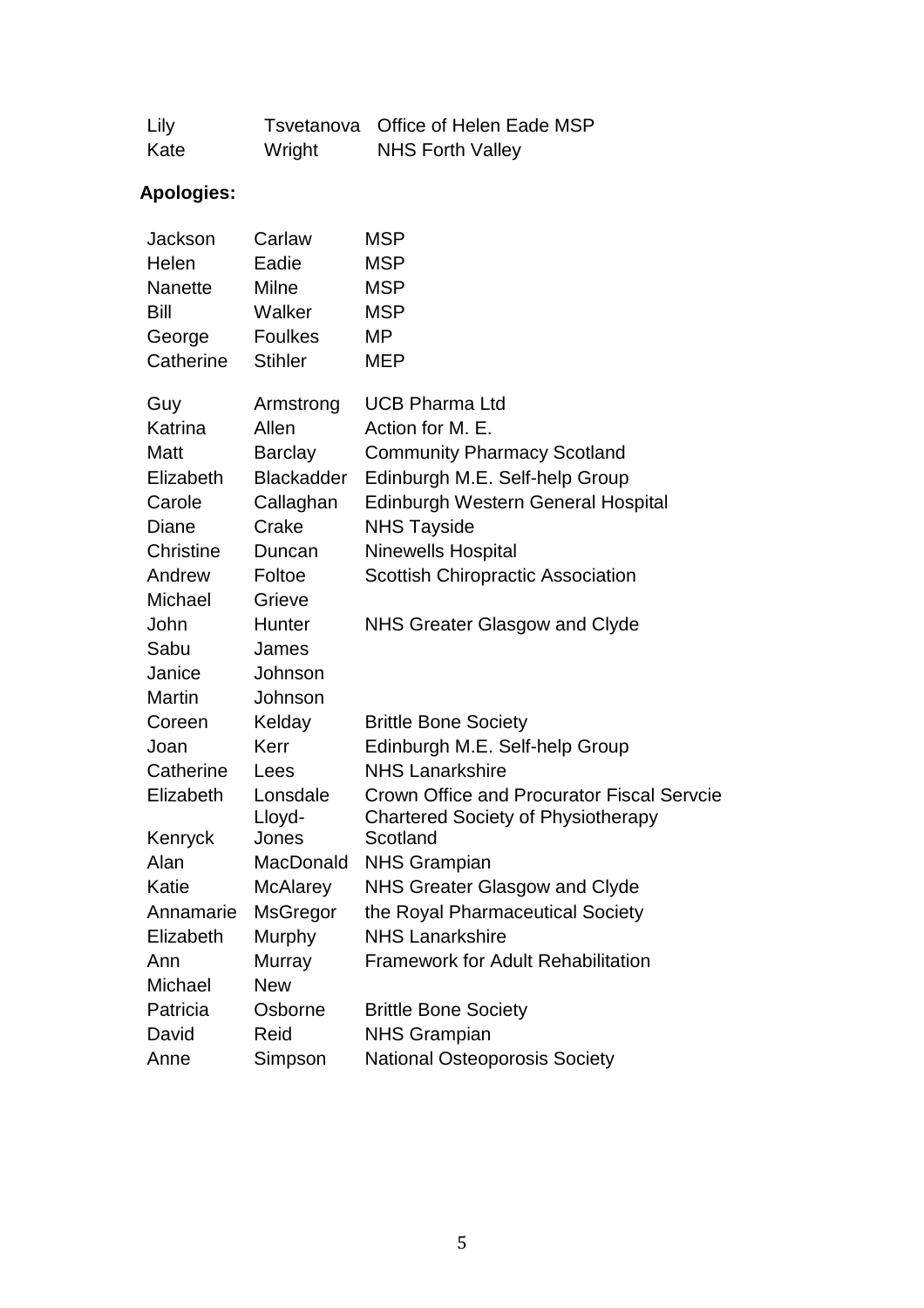| | | |
|---|---|---|
| Lily | Tsvetanova | Office of Helen Eade MSP |
| Kate | Wright | NHS Forth Valley |

**Apologies:**

| | | |
|---|---|---|
| Jackson | Carlaw | MSP |
| Helen | Eadie | MSP |
| Nanette | Milne | MSP |
| Bill | Walker | MSP |
| George | Foulkes | MP |
| Catherine | Stihler | MEP |
| Guy | Armstrong | UCB Pharma Ltd |
| Katrina | Allen | Action for M. E. |
| Matt | Barclay | Community Pharmacy Scotland |
| Elizabeth | Blackadder | Edinburgh M.E. Self-help Group |
| Carole | Callaghan | Edinburgh Western General Hospital |
| Diane | Crake | NHS Tayside |
| Christine | Duncan | Ninewells Hospital |
| Andrew | Foltoe | Scottish Chiropractic Association |
| Michael | Grieve | |
| John | Hunter | NHS Greater Glasgow and Clyde |
| Sabu | James | |
| Janice | Johnson | |
| Martin | Johnson | |
| Coreen | Kelday | Brittle Bone Society |
| Joan | Kerr | Edinburgh M.E. Self-help Group |
| Catherine | Lees | NHS Lanarkshire |
| Elizabeth | Lonsdale | Crown Office and Procurator Fiscal Servcie |
| Kenryck | Lloyd-Jones | Chartered Society of Physiotherapy Scotland |
| Alan | MacDonald | NHS Grampian |
| Katie | McAlarey | NHS Greater Glasgow and Clyde |
| Annamarie | MsGregor | the Royal Pharmaceutical Society |
| Elizabeth | Murphy | NHS Lanarkshire |
| Ann | Murray | Framework for Adult Rehabilitation |
| Michael | New | |
| Patricia | Osborne | Brittle Bone Society |
| David | Reid | NHS Grampian |
| Anne | Simpson | National Osteoporosis Society |